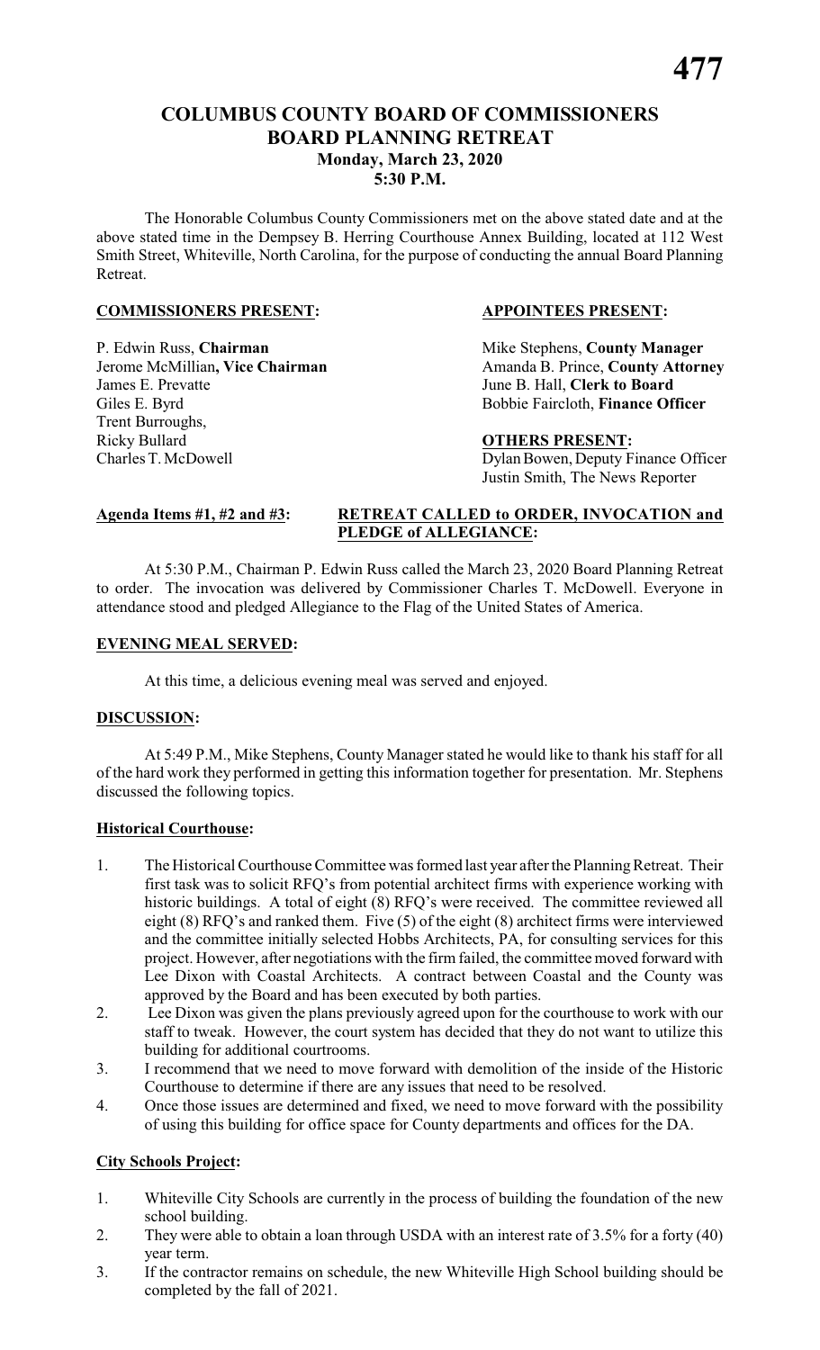# COLUMBUS COUNTY BOARD OF COMMISSIONERS
# BOARD PLANNING RETREAT
## Monday, March 23, 2020
## 5:30 P.M.

The Honorable Columbus County Commissioners met on the above stated date and at the above stated time in the Dempsey B. Herring Courthouse Annex Building, located at 112 West Smith Street, Whiteville, North Carolina, for the purpose of conducting the annual Board Planning Retreat.

**COMMISSIONERS PRESENT:**

P. Edwin Russ, **Chairman**
Jerome McMillian**, Vice Chairman**
James E. Prevatte
Giles E. Byrd
Trent Burroughs,
Ricky Bullard
Charles T. McDowell

**APPOINTEES PRESENT:**

Mike Stephens, **County Manager**
Amanda B. Prince, **County Attorney**
June B. Hall, **Clerk to Board**
Bobbie Faircloth, **Finance Officer**

**OTHERS PRESENT:**

Dylan Bowen, Deputy Finance Officer
Justin Smith, The News Reporter

**Agenda Items #1, #2 and #3: RETREAT CALLED to ORDER, INVOCATION and PLEDGE of ALLEGIANCE:**

At 5:30 P.M., Chairman P. Edwin Russ called the March 23, 2020 Board Planning Retreat to order. The invocation was delivered by Commissioner Charles T. McDowell. Everyone in attendance stood and pledged Allegiance to the Flag of the United States of America.

**EVENING MEAL SERVED:**

At this time, a delicious evening meal was served and enjoyed.

**DISCUSSION:**

At 5:49 P.M., Mike Stephens, County Manager stated he would like to thank his staff for all of the hard work they performed in getting this information together for presentation. Mr. Stephens discussed the following topics.

**Historical Courthouse:**

1. The Historical Courthouse Committee was formed last year after the Planning Retreat. Their first task was to solicit RFQ's from potential architect firms with experience working with historic buildings. A total of eight (8) RFQ's were received. The committee reviewed all eight (8) RFQ's and ranked them. Five (5) of the eight (8) architect firms were interviewed and the committee initially selected Hobbs Architects, PA, for consulting services for this project. However, after negotiations with the firm failed, the committee moved forward with Lee Dixon with Coastal Architects. A contract between Coastal and the County was approved by the Board and has been executed by both parties.
2. Lee Dixon was given the plans previously agreed upon for the courthouse to work with our staff to tweak. However, the court system has decided that they do not want to utilize this building for additional courtrooms.
3. I recommend that we need to move forward with demolition of the inside of the Historic Courthouse to determine if there are any issues that need to be resolved.
4. Once those issues are determined and fixed, we need to move forward with the possibility of using this building for office space for County departments and offices for the DA.

**City Schools Project:**

1. Whiteville City Schools are currently in the process of building the foundation of the new school building.
2. They were able to obtain a loan through USDA with an interest rate of 3.5% for a forty (40) year term.
3. If the contractor remains on schedule, the new Whiteville High School building should be completed by the fall of 2021.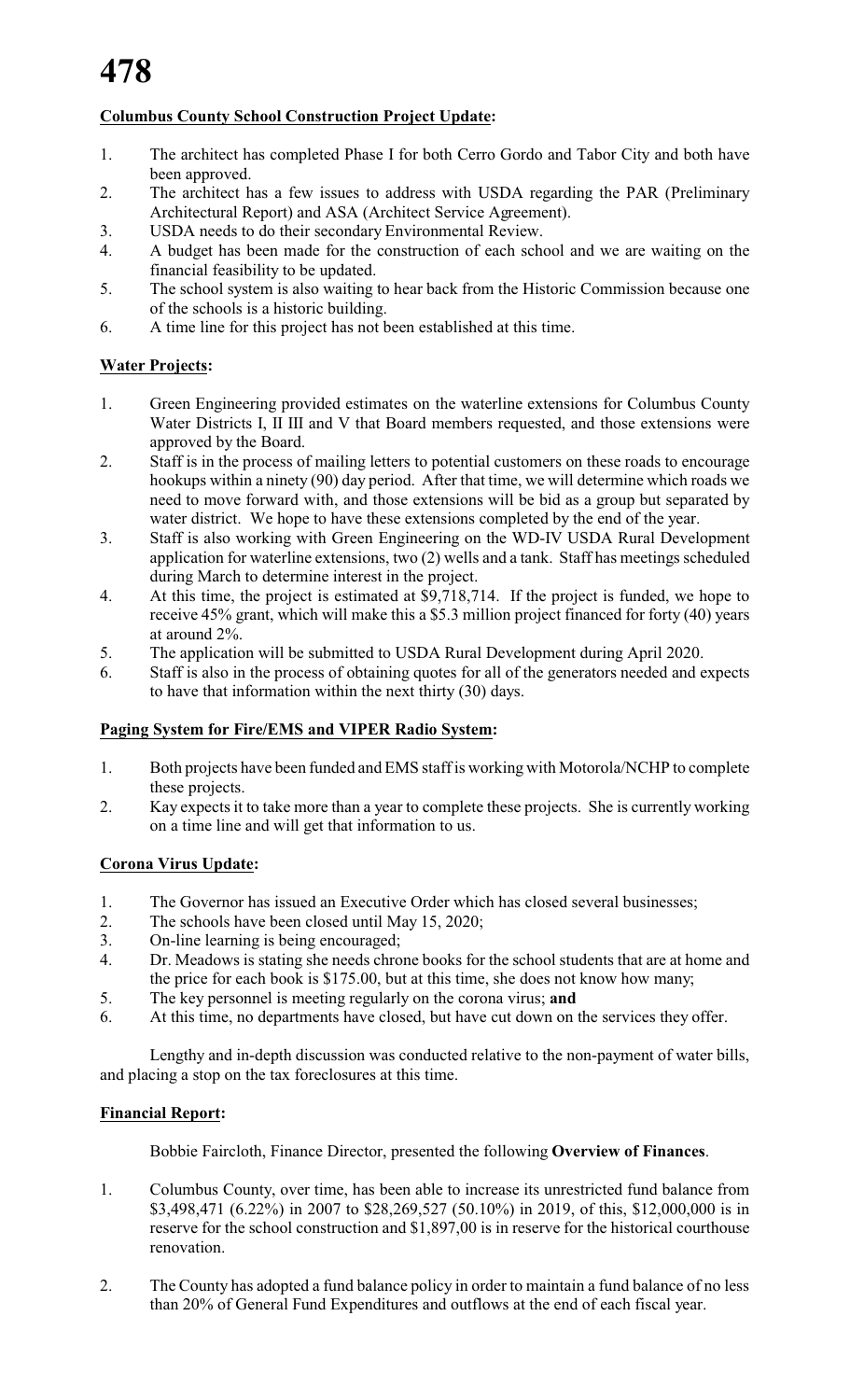**Columbus County School Construction Project Update:**

1. The architect has completed Phase I for both Cerro Gordo and Tabor City and both have been approved.
2. The architect has a few issues to address with USDA regarding the PAR (Preliminary Architectural Report) and ASA (Architect Service Agreement).
3. USDA needs to do their secondary Environmental Review.
4. A budget has been made for the construction of each school and we are waiting on the financial feasibility to be updated.
5. The school system is also waiting to hear back from the Historic Commission because one of the schools is a historic building.
6. A time line for this project has not been established at this time.

**Water Projects:**

1. Green Engineering provided estimates on the waterline extensions for Columbus County Water Districts I, II III and V that Board members requested, and those extensions were approved by the Board.
2. Staff is in the process of mailing letters to potential customers on these roads to encourage hookups within a ninety (90) day period. After that time, we will determine which roads we need to move forward with, and those extensions will be bid as a group but separated by water district. We hope to have these extensions completed by the end of the year.
3. Staff is also working with Green Engineering on the WD-IV USDA Rural Development application for waterline extensions, two (2) wells and a tank. Staff has meetings scheduled during March to determine interest in the project.
4. At this time, the project is estimated at $9,718,714. If the project is funded, we hope to receive 45% grant, which will make this a $5.3 million project financed for forty (40) years at around 2%.
5. The application will be submitted to USDA Rural Development during April 2020.
6. Staff is also in the process of obtaining quotes for all of the generators needed and expects to have that information within the next thirty (30) days.

**Paging System for Fire/EMS and VIPER Radio System:**

1. Both projects have been funded and EMS staff is working with Motorola/NCHP to complete these projects.
2. Kay expects it to take more than a year to complete these projects. She is currently working on a time line and will get that information to us.

**Corona Virus Update:**

1. The Governor has issued an Executive Order which has closed several businesses;
2. The schools have been closed until May 15, 2020;
3. On-line learning is being encouraged;
4. Dr. Meadows is stating she needs chrone books for the school students that are at home and the price for each book is $175.00, but at this time, she does not know how many;
5. The key personnel is meeting regularly on the corona virus; **and**
6. At this time, no departments have closed, but have cut down on the services they offer.

Lengthy and in-depth discussion was conducted relative to the non-payment of water bills, and placing a stop on the tax foreclosures at this time.

**Financial Report:**

Bobbie Faircloth, Finance Director, presented the following **Overview of Finances**.

1. Columbus County, over time, has been able to increase its unrestricted fund balance from $3,498,471 (6.22%) in 2007 to $28,269,527 (50.10%) in 2019, of this, $12,000,000 is in reserve for the school construction and $1,897,00 is in reserve for the historical courthouse renovation.

2. The County has adopted a fund balance policy in order to maintain a fund balance of no less than 20% of General Fund Expenditures and outflows at the end of each fiscal year.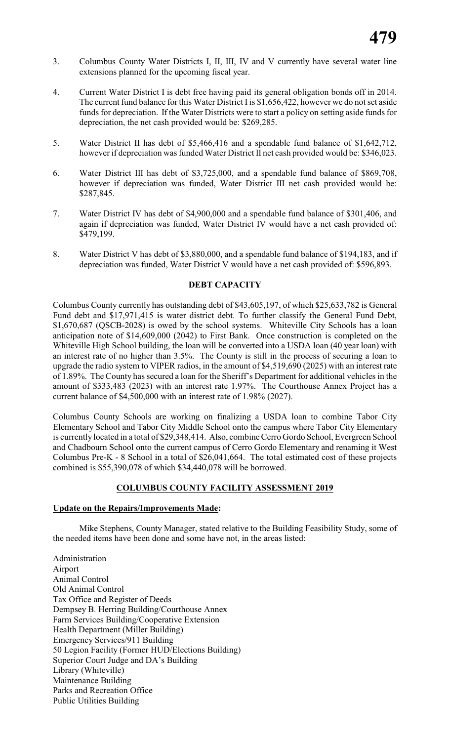3. Columbus County Water Districts I, II, III, IV and V currently have several water line extensions planned for the upcoming fiscal year.

4. Current Water District I is debt free having paid its general obligation bonds off in 2014. The current fund balance for this Water District I is $1,656,422, however we do not set aside funds for depreciation. If the Water Districts were to start a policy on setting aside funds for depreciation, the net cash provided would be: $269,285.

5. Water District II has debt of $5,466,416 and a spendable fund balance of $1,642,712, however if depreciation was funded Water District II net cash provided would be: $346,023.

6. Water District III has debt of $3,725,000, and a spendable fund balance of $869,708, however if depreciation was funded, Water District III net cash provided would be: $287,845.

7. Water District IV has debt of $4,900,000 and a spendable fund balance of $301,406, and again if depreciation was funded, Water District IV would have a net cash provided of: $479,199.

8. Water District V has debt of $3,880,000, and a spendable fund balance of $194,183, and if depreciation was funded, Water District V would have a net cash provided of: $596,893.

**DEBT CAPACITY**

Columbus County currently has outstanding debt of $43,605,197, of which $25,633,782 is General Fund debt and $17,971,415 is water district debt. To further classify the General Fund Debt, $1,670,687 (QSCB-2028) is owed by the school systems. Whiteville City Schools has a loan anticipation note of $14,609,000 (2042) to First Bank. Once construction is completed on the Whiteville High School building, the loan will be converted into a USDA loan (40 year loan) with an interest rate of no higher than 3.5%. The County is still in the process of securing a loan to upgrade the radio system to VIPER radios, in the amount of $4,519,690 (2025) with an interest rate of 1.89%. The County has secured a loan for the Sheriff's Department for additional vehicles in the amount of $333,483 (2023) with an interest rate 1.97%. The Courthouse Annex Project has a current balance of $4,500,000 with an interest rate of 1.98% (2027).

Columbus County Schools are working on finalizing a USDA loan to combine Tabor City Elementary School and Tabor City Middle School onto the campus where Tabor City Elementary is currently located in a total of $29,348,414. Also, combine Cerro Gordo School, Evergreen School and Chadbourn School onto the current campus of Cerro Gordo Elementary and renaming it West Columbus Pre-K - 8 School in a total of $26,041,664. The total estimated cost of these projects combined is $55,390,078 of which $34,440,078 will be borrowed.

**COLUMBUS COUNTY FACILITY ASSESSMENT 2019**

**Update on the Repairs/Improvements Made:**

Mike Stephens, County Manager, stated relative to the Building Feasibility Study, some of the needed items have been done and some have not, in the areas listed:

Administration
Airport
Animal Control
Old Animal Control
Tax Office and Register of Deeds
Dempsey B. Herring Building/Courthouse Annex
Farm Services Building/Cooperative Extension
Health Department (Miller Building)
Emergency Services/911 Building
50 Legion Facility (Former HUD/Elections Building)
Superior Court Judge and DA's Building
Library (Whiteville)
Maintenance Building
Parks and Recreation Office
Public Utilities Building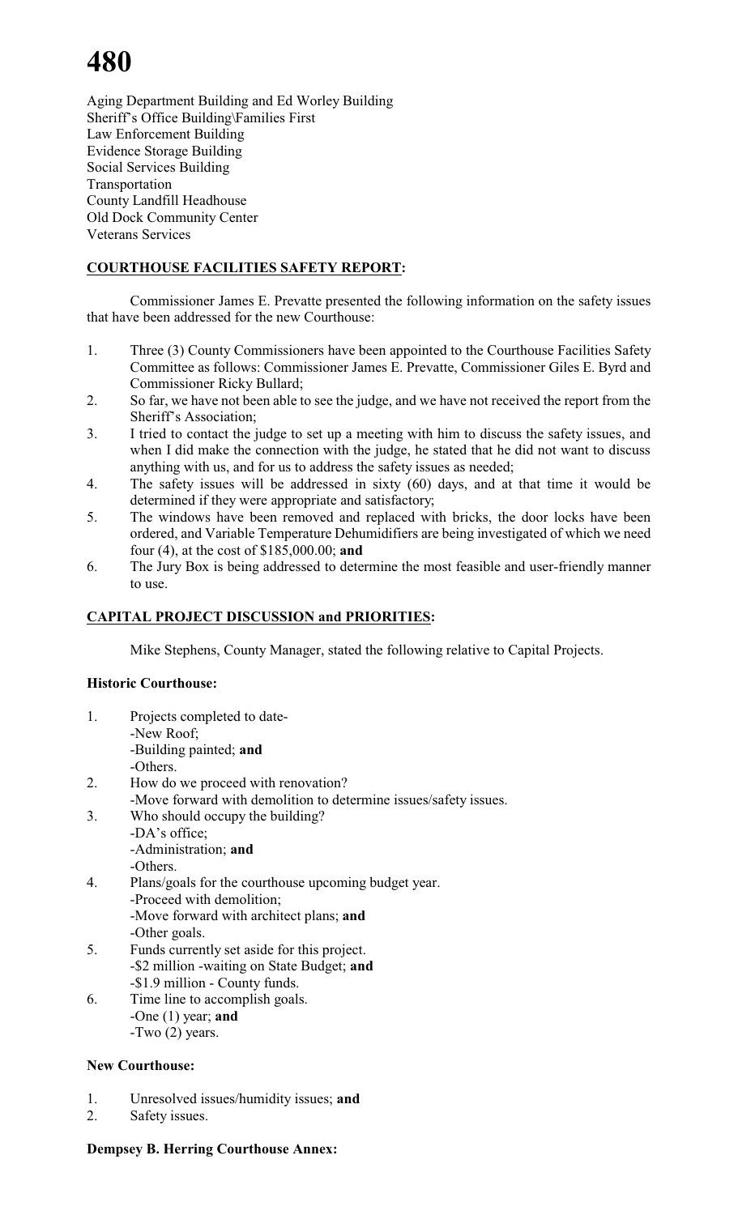Aging Department Building and Ed Worley Building
Sheriff's Office Building\Families First
Law Enforcement Building
Evidence Storage Building
Social Services Building
Transportation
County Landfill Headhouse
Old Dock Community Center
Veterans Services

## COURTHOUSE FACILITIES SAFETY REPORT:

Commissioner James E. Prevatte presented the following information on the safety issues that have been addressed for the new Courthouse:

1. Three (3) County Commissioners have been appointed to the Courthouse Facilities Safety Committee as follows: Commissioner James E. Prevatte, Commissioner Giles E. Byrd and Commissioner Ricky Bullard;
2. So far, we have not been able to see the judge, and we have not received the report from the Sheriff's Association;
3. I tried to contact the judge to set up a meeting with him to discuss the safety issues, and when I did make the connection with the judge, he stated that he did not want to discuss anything with us, and for us to address the safety issues as needed;
4. The safety issues will be addressed in sixty (60) days, and at that time it would be determined if they were appropriate and satisfactory;
5. The windows have been removed and replaced with bricks, the door locks have been ordered, and Variable Temperature Dehumidifiers are being investigated of which we need four (4), at the cost of $185,000.00; **and**
6. The Jury Box is being addressed to determine the most feasible and user-friendly manner to use.

## CAPITAL PROJECT DISCUSSION and PRIORITIES:

Mike Stephens, County Manager, stated the following relative to Capital Projects.

### Historic Courthouse:

1. Projects completed to date-
   -New Roof;
   -Building painted; **and**
   -Others.
2. How do we proceed with renovation?
   -Move forward with demolition to determine issues/safety issues.
3. Who should occupy the building?
   -DA's office;
   -Administration; **and**
   -Others.
4. Plans/goals for the courthouse upcoming budget year.
   -Proceed with demolition;
   -Move forward with architect plans; **and**
   -Other goals.
5. Funds currently set aside for this project.
   -$2 million -waiting on State Budget; **and**
   -$1.9 million - County funds.
6. Time line to accomplish goals.
   -One (1) year; **and**
   -Two (2) years.

### New Courthouse:

1. Unresolved issues/humidity issues; **and**
2. Safety issues.

### Dempsey B. Herring Courthouse Annex: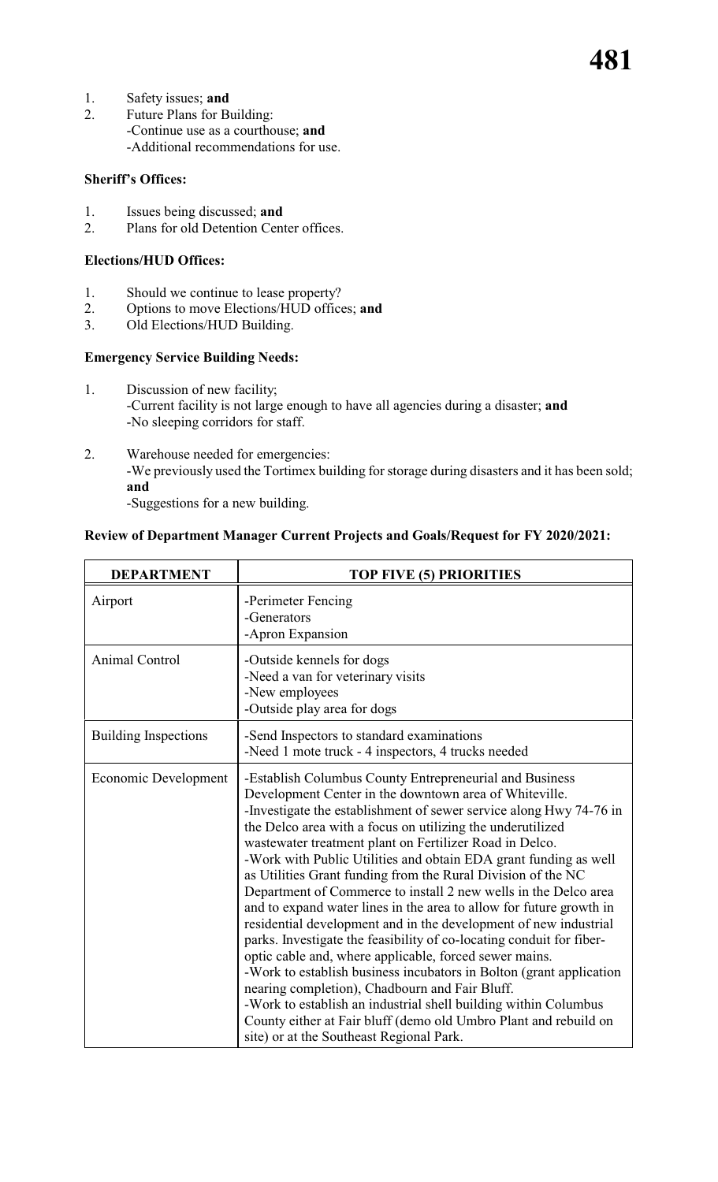1. Safety issues; **and**
2. Future Plans for Building:
   -Continue use as a courthouse; **and**
   -Additional recommendations for use.

**Sheriff's Offices:**

1. Issues being discussed; **and**
2. Plans for old Detention Center offices.

**Elections/HUD Offices:**

1. Should we continue to lease property?
2. Options to move Elections/HUD offices; **and**
3. Old Elections/HUD Building.

**Emergency Service Building Needs:**

1. Discussion of new facility;
   -Current facility is not large enough to have all agencies during a disaster; **and**
   -No sleeping corridors for staff.
2. Warehouse needed for emergencies:
   -We previously used the Tortimex building for storage during disasters and it has been sold; **and**
   -Suggestions for a new building.

**Review of Department Manager Current Projects and Goals/Request for FY 2020/2021:**

| DEPARTMENT | TOP FIVE (5) PRIORITIES |
|---|---|
| Airport | -Perimeter Fencing<br>-Generators<br>-Apron Expansion |
| Animal Control | -Outside kennels for dogs<br>-Need a van for veterinary visits<br>-New employees<br>-Outside play area for dogs |
| Building Inspections | -Send Inspectors to standard examinations<br>-Need 1 mote truck - 4 inspectors, 4 trucks needed |
| Economic Development | -Establish Columbus County Entrepreneurial and Business Development Center in the downtown area of Whiteville.<br>-Investigate the establishment of sewer service along Hwy 74-76 in the Delco area with a focus on utilizing the underutilized wastewater treatment plant on Fertilizer Road in Delco.<br>-Work with Public Utilities and obtain EDA grant funding as well as Utilities Grant funding from the Rural Division of the NC Department of Commerce to install 2 new wells in the Delco area and to expand water lines in the area to allow for future growth in residential development and in the development of new industrial parks. Investigate the feasibility of co-locating conduit for fiber-optic cable and, where applicable, forced sewer mains.<br>-Work to establish business incubators in Bolton (grant application nearing completion), Chadbourn and Fair Bluff.<br>-Work to establish an industrial shell building within Columbus County either at Fair bluff (demo old Umbro Plant and rebuild on site) or at the Southeast Regional Park. |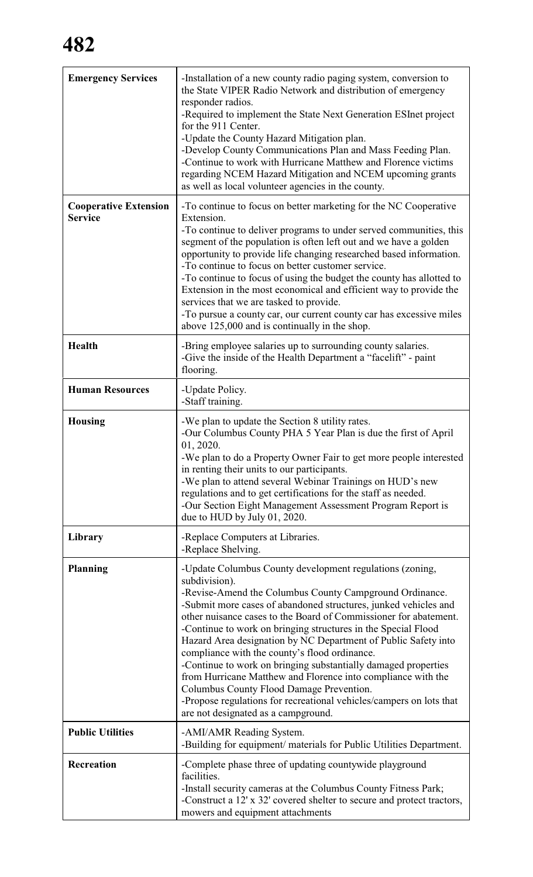| | |
|---|---|
| **Emergency Services** | -Installation of a new county radio paging system, conversion to the State VIPER Radio Network and distribution of emergency responder radios.<br>-Required to implement the State Next Generation ESInet project for the 911 Center.<br>-Update the County Hazard Mitigation plan.<br>-Develop County Communications Plan and Mass Feeding Plan.<br>-Continue to work with Hurricane Matthew and Florence victims regarding NCEM Hazard Mitigation and NCEM upcoming grants as well as local volunteer agencies in the county. |
| **Cooperative Extension Service** | -To continue to focus on better marketing for the NC Cooperative Extension.<br>-To continue to deliver programs to under served communities, this segment of the population is often left out and we have a golden opportunity to provide life changing researched based information.<br>-To continue to focus on better customer service.<br>-To continue to focus of using the budget the county has allotted to Extension in the most economical and efficient way to provide the services that we are tasked to provide.<br>-To pursue a county car, our current county car has excessive miles above 125,000 and is continually in the shop. |
| **Health** | -Bring employee salaries up to surrounding county salaries.<br>-Give the inside of the Health Department a "facelift" - paint flooring. |
| **Human Resources** | -Update Policy.<br>-Staff training. |
| **Housing** | -We plan to update the Section 8 utility rates.<br>-Our Columbus County PHA 5 Year Plan is due the first of April 01, 2020.<br>-We plan to do a Property Owner Fair to get more people interested in renting their units to our participants.<br>-We plan to attend several Webinar Trainings on HUD's new regulations and to get certifications for the staff as needed.<br>-Our Section Eight Management Assessment Program Report is due to HUD by July 01, 2020. |
| **Library** | -Replace Computers at Libraries.<br>-Replace Shelving. |
| **Planning** | -Update Columbus County development regulations (zoning, subdivision).<br>-Revise-Amend the Columbus County Campground Ordinance.<br>-Submit more cases of abandoned structures, junked vehicles and other nuisance cases to the Board of Commissioner for abatement.<br>-Continue to work on bringing structures in the Special Flood Hazard Area designation by NC Department of Public Safety into compliance with the county's flood ordinance.<br>-Continue to work on bringing substantially damaged properties from Hurricane Matthew and Florence into compliance with the Columbus County Flood Damage Prevention.<br>-Propose regulations for recreational vehicles/campers on lots that are not designated as a campground. |
| **Public Utilities** | -AMI/AMR Reading System.<br>-Building for equipment/ materials for Public Utilities Department. |
| **Recreation** | -Complete phase three of updating countywide playground facilities.<br>-Install security cameras at the Columbus County Fitness Park;<br>-Construct a 12' x 32' covered shelter to secure and protect tractors, mowers and equipment attachments |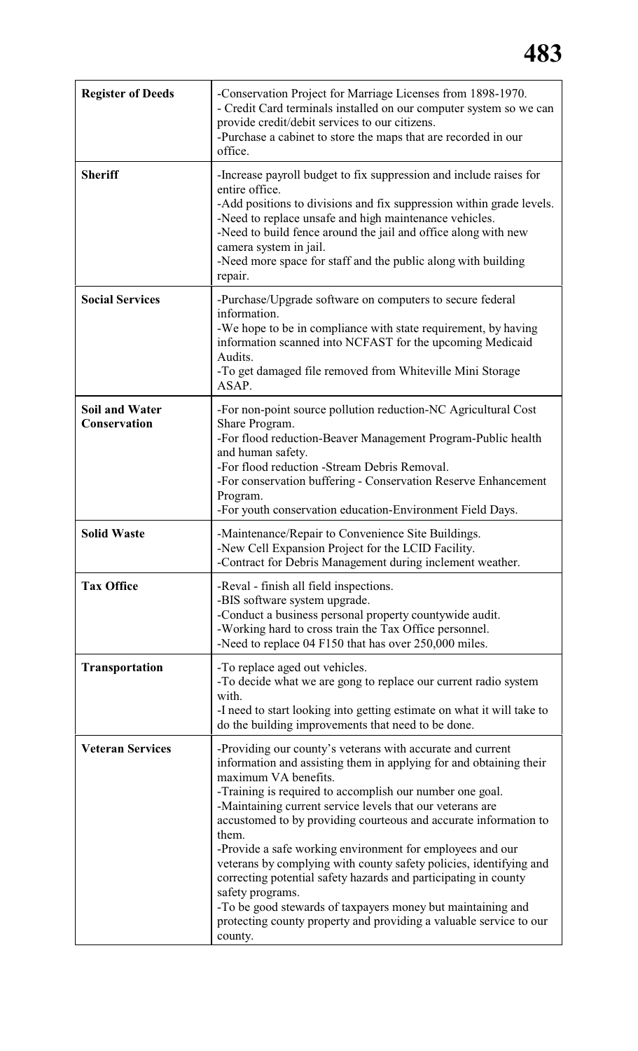| | |
|---|---|
| **Register of Deeds** | -Conservation Project for Marriage Licenses from 1898-1970.<br>- Credit Card terminals installed on our computer system so we can provide credit/debit services to our citizens.<br>-Purchase a cabinet to store the maps that are recorded in our office. |
| **Sheriff** | -Increase payroll budget to fix suppression and include raises for entire office.<br>-Add positions to divisions and fix suppression within grade levels.<br>-Need to replace unsafe and high maintenance vehicles.<br>-Need to build fence around the jail and office along with new camera system in jail.<br>-Need more space for staff and the public along with building repair. |
| **Social Services** | -Purchase/Upgrade software on computers to secure federal information.<br>-We hope to be in compliance with state requirement, by having information scanned into NCFAST for the upcoming Medicaid Audits.<br>-To get damaged file removed from Whiteville Mini Storage ASAP. |
| **Soil and Water Conservation** | -For non-point source pollution reduction-NC Agricultural Cost Share Program.<br>-For flood reduction-Beaver Management Program-Public health and human safety.<br>-For flood reduction -Stream Debris Removal.<br>-For conservation buffering - Conservation Reserve Enhancement Program.<br>-For youth conservation education-Environment Field Days. |
| **Solid Waste** | -Maintenance/Repair to Convenience Site Buildings.<br>-New Cell Expansion Project for the LCID Facility.<br>-Contract for Debris Management during inclement weather. |
| **Tax Office** | -Reval - finish all field inspections.<br>-BIS software system upgrade.<br>-Conduct a business personal property countywide audit.<br>-Working hard to cross train the Tax Office personnel.<br>-Need to replace 04 F150 that has over 250,000 miles. |
| **Transportation** | -To replace aged out vehicles.<br>-To decide what we are gong to replace our current radio system with.<br>-I need to start looking into getting estimate on what it will take to do the building improvements that need to be done. |
| **Veteran Services** | -Providing our county's veterans with accurate and current information and assisting them in applying for and obtaining their maximum VA benefits.<br>-Training is required to accomplish our number one goal.<br>-Maintaining current service levels that our veterans are accustomed to by providing courteous and accurate information to them.<br>-Provide a safe working environment for employees and our veterans by complying with county safety policies, identifying and correcting potential safety hazards and participating in county safety programs.<br>-To be good stewards of taxpayers money but maintaining and protecting county property and providing a valuable service to our county. |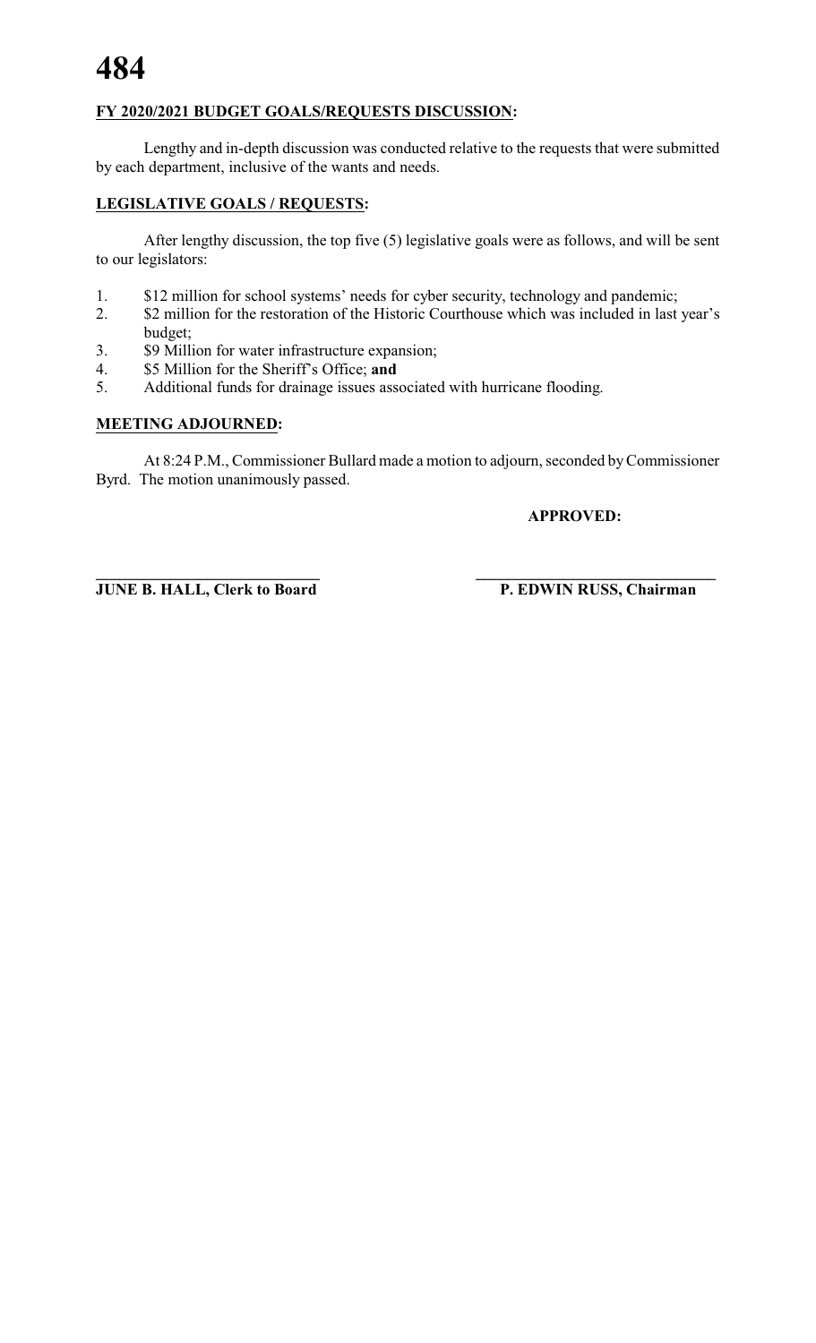**FY 2020/2021 BUDGET GOALS/REQUESTS DISCUSSION:**

Lengthy and in-depth discussion was conducted relative to the requests that were submitted by each department, inclusive of the wants and needs.

**LEGISLATIVE GOALS / REQUESTS:**

After lengthy discussion, the top five (5) legislative goals were as follows, and will be sent to our legislators:

1. $12 million for school systems' needs for cyber security, technology and pandemic;
2. $2 million for the restoration of the Historic Courthouse which was included in last year's budget;
3. $9 Million for water infrastructure expansion;
4. $5 Million for the Sheriff's Office; **and**
5. Additional funds for drainage issues associated with hurricane flooding.

**MEETING ADJOURNED:**

At 8:24 P.M., Commissioner Bullard made a motion to adjourn, seconded by Commissioner Byrd. The motion unanimously passed.

**APPROVED:**

\_\_\_\_\_\_\_\_\_\_\_\_\_\_\_\_\_\_\_\_\_\_\_\_\_\_\_\_ \_\_\_\_\_\_\_\_\_\_\_\_\_\_\_\_\_\_\_\_\_\_\_\_\_\_\_\_\_\_

**JUNE B. HALL, Clerk to Board** **P. EDWIN RUSS, Chairman**